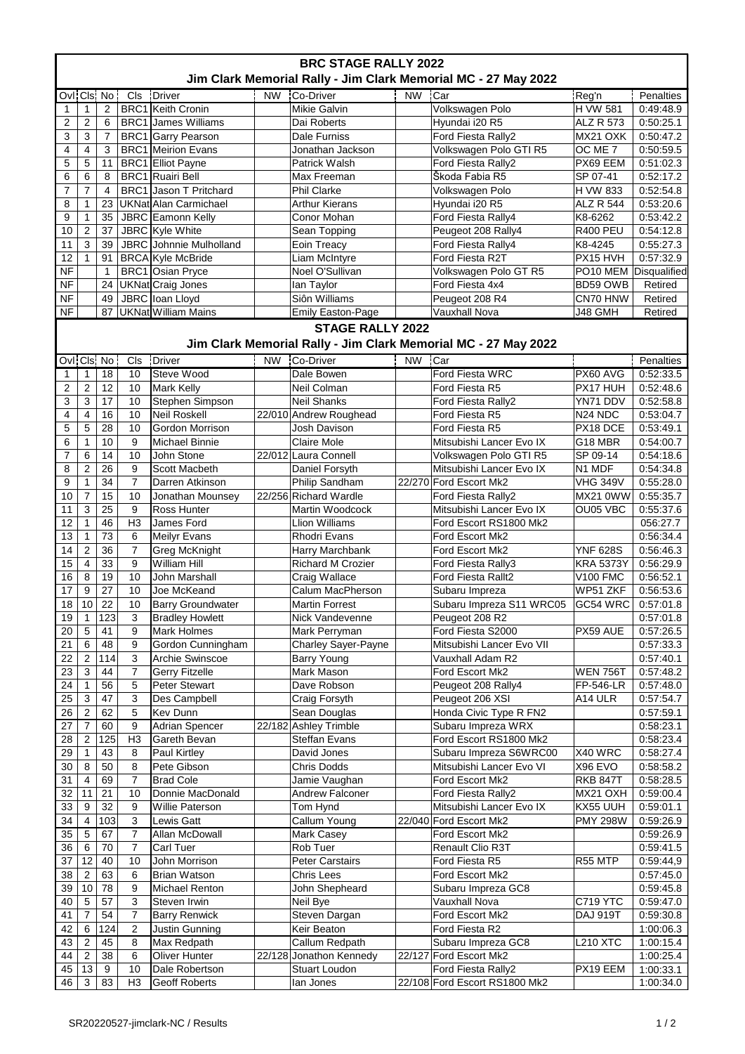# BRC STAGE RALLY 2022

## Jim Clark Memorial Rally - Jim Clark Memorial MC - 27 May 2022

| Ovl | Cls | No | Cls | Driver | NW | Co-Driver | NW | Car | Reg'n | Penalties |
|---|---|---|---|---|---|---|---|---|---|---|
| 1 | 1 | 2 | BRC1 | Keith Cronin | | Mikie Galvin | | Volkswagen Polo | H VW 581 | 0:49:48.9 |
| 2 | 2 | 6 | BRC1 | James Williams | | Dai Roberts | | Hyundai i20 R5 | ALZ R 573 | 0:50:25.1 |
| 3 | 3 | 7 | BRC1 | Garry Pearson | | Dale Furniss | | Ford Fiesta Rally2 | MX21 OXK | 0:50:47.2 |
| 4 | 4 | 3 | BRC1 | Meirion Evans | | Jonathan Jackson | | Volkswagen Polo GTI R5 | OC ME 7 | 0:50:59.5 |
| 5 | 5 | 11 | BRC1 | Elliot Payne | | Patrick Walsh | | Ford Fiesta Rally2 | PX69 EEM | 0:51:02.3 |
| 6 | 6 | 8 | BRC1 | Ruairi Bell | | Max Freeman | | Škoda Fabia R5 | SP 07-41 | 0:52:17.2 |
| 7 | 7 | 4 | BRC1 | Jason T Pritchard | | Phil Clarke | | Volkswagen Polo | H VW 833 | 0:52:54.8 |
| 8 | 1 | 23 | UKNat | Alan Carmichael | | Arthur Kierans | | Hyundai i20 R5 | ALZ R 544 | 0:53:20.6 |
| 9 | 1 | 35 | JBRC | Eamonn Kelly | | Conor Mohan | | Ford Fiesta Rally4 | K8-6262 | 0:53:42.2 |
| 10 | 2 | 37 | JBRC | Kyle White | | Sean Topping | | Peugeot 208 Rally4 | R400 PEU | 0:54:12.8 |
| 11 | 3 | 39 | JBRC | Johnnie Mulholland | | Eoin Treacy | | Ford Fiesta Rally4 | K8-4245 | 0:55:27.3 |
| 12 | 1 | 91 | BRCA | Kyle McBride | | Liam McIntyre | | Ford Fiesta R2T | PX15 HVH | 0:57:32.9 |
| NF | | 1 | BRC1 | Osian Pryce | | Noel O'Sullivan | | Volkswagen Polo GT R5 | PO10 MEM | Disqualified |
| NF | | 24 | UKNat | Craig Jones | | Ian Taylor | | Ford Fiesta 4x4 | BD59 OWB | Retired |
| NF | | 49 | JBRC | Ioan Lloyd | | Siôn Williams | | Peugeot 208 R4 | CN70 HNW | Retired |
| NF | | 87 | UKNat | William Mains | | Emily Easton-Page | | Vauxhall Nova | J48 GMH | Retired |

# STAGE RALLY 2022

## Jim Clark Memorial Rally - Jim Clark Memorial MC - 27 May 2022

| Ovl | Cls | No | Cls | Driver | NW | Co-Driver | NW | Car | | Penalties |
|---|---|---|---|---|---|---|---|---|---|---|
| 1 | 1 | 18 | 10 | Steve Wood | | Dale Bowen | | Ford Fiesta WRC | PX60 AVG | 0:52:33.5 |
| 2 | 2 | 12 | 10 | Mark Kelly | | Neil Colman | | Ford Fiesta R5 | PX17 HUH | 0:52:48.6 |
| 3 | 3 | 17 | 10 | Stephen Simpson | | Neil Shanks | | Ford Fiesta Rally2 | YN71 DDV | 0:52:58.8 |
| 4 | 4 | 16 | 10 | Neil Roskell | 22/010 | Andrew Roughead | | Ford Fiesta R5 | N24 NDC | 0:53:04.7 |
| 5 | 5 | 28 | 10 | Gordon Morrison | | Josh Davison | | Ford Fiesta R5 | PX18 DCE | 0:53:49.1 |
| 6 | 1 | 10 | 9 | Michael Binnie | | Claire Mole | | Mitsubishi Lancer Evo IX | G18 MBR | 0:54:00.7 |
| 7 | 6 | 14 | 10 | John Stone | 22/012 | Laura Connell | | Volkswagen Polo GTI R5 | SP 09-14 | 0:54:18.6 |
| 8 | 2 | 26 | 9 | Scott Macbeth | | Daniel Forsyth | | Mitsubishi Lancer Evo IX | N1 MDF | 0:54:34.8 |
| 9 | 1 | 34 | 7 | Darren Atkinson | | Philip Sandham | 22/270 | Ford Escort Mk2 | VHG 349V | 0:55:28.0 |
| 10 | 7 | 15 | 10 | Jonathan Mounsey | 22/256 | Richard Wardle | | Ford Fiesta Rally2 | MX21 0WW | 0:55:35.7 |
| 11 | 3 | 25 | 9 | Ross Hunter | | Martin Woodcock | | Mitsubishi Lancer Evo IX | OU05 VBC | 0:55:37.6 |
| 12 | 1 | 46 | H3 | James Ford | | Llion Williams | | Ford Escort RS1800 Mk2 | | 056:27.7 |
| 13 | 1 | 73 | 6 | Meilyr Evans | | Rhodri Evans | | Ford Escort Mk2 | | 0:56:34.4 |
| 14 | 2 | 36 | 7 | Greg McKnight | | Harry Marchbank | | Ford Escort Mk2 | YNF 628S | 0:56:46.3 |
| 15 | 4 | 33 | 9 | William Hill | | Richard M Crozier | | Ford Fiesta Rally3 | KRA 5373Y | 0:56:29.9 |
| 16 | 8 | 19 | 10 | John Marshall | | Craig Wallace | | Ford Fiesta Rallt2 | V100 FMC | 0:56:52.1 |
| 17 | 9 | 27 | 10 | Joe McKeand | | Calum MacPherson | | Subaru Impreza | WP51 ZKF | 0:56:53.6 |
| 18 | 10 | 22 | 10 | Barry Groundwater | | Martin Forrest | | Subaru Impreza S11 WRC05 | GC54 WRC | 0:57:01.8 |
| 19 | 1 | 123 | 3 | Bradley Howlett | | Nick Vandevenne | | Peugeot 208 R2 | | 0:57:01.8 |
| 20 | 5 | 41 | 9 | Mark Holmes | | Mark Perryman | | Ford Fiesta S2000 | PX59 AUE | 0:57:26.5 |
| 21 | 6 | 48 | 9 | Gordon Cunningham | | Charley Sayer-Payne | | Mitsubishi Lancer Evo VII | | 0:57:33.3 |
| 22 | 2 | 114 | 3 | Archie Swinscoe | | Barry Young | | Vauxhall Adam R2 | | 0:57:40.1 |
| 23 | 3 | 44 | 7 | Gerry Fitzelle | | Mark Mason | | Ford Escort Mk2 | WEN 756T | 0:57:48.2 |
| 24 | 1 | 56 | 5 | Peter Stewart | | Dave Robson | | Peugeot 208 Rally4 | FP-546-LR | 0:57:48.0 |
| 25 | 3 | 47 | 3 | Des Campbell | | Craig Forsyth | | Peugeot 206 XSI | A14 ULR | 0:57:54.7 |
| 26 | 2 | 62 | 5 | Kev Dunn | | Sean Douglas | | Honda Civic Type R FN2 | | 0:57:59.1 |
| 27 | 7 | 60 | 9 | Adrian Spencer | 22/182 | Ashley Trimble | | Subaru Impreza WRX | | 0:58:23.1 |
| 28 | 2 | 125 | H3 | Gareth Bevan | | Steffan Evans | | Ford Escort RS1800 Mk2 | | 0:58:23.4 |
| 29 | 1 | 43 | 8 | Paul Kirtley | | David Jones | | Subaru Impreza S6WRC00 | X40 WRC | 0:58:27.4 |
| 30 | 8 | 50 | 8 | Pete Gibson | | Chris Dodds | | Mitsubishi Lancer Evo VI | X96 EVO | 0:58:58.2 |
| 31 | 4 | 69 | 7 | Brad Cole | | Jamie Vaughan | | Ford Escort Mk2 | RKB 847T | 0:58:28.5 |
| 32 | 11 | 21 | 10 | Donnie MacDonald | | Andrew Falconer | | Ford Fiesta Rally2 | MX21 OXH | 0:59:00.4 |
| 33 | 9 | 32 | 9 | Willie Paterson | | Tom Hynd | | Mitsubishi Lancer Evo IX | KX55 UUH | 0:59:01.1 |
| 34 | 4 | 103 | 3 | Lewis Gatt | | Callum Young | 22/040 | Ford Escort Mk2 | PMY 298W | 0:59:26.9 |
| 35 | 5 | 67 | 7 | Allan McDowall | | Mark Casey | | Ford Escort Mk2 | | 0:59:26.9 |
| 36 | 6 | 70 | 7 | Carl Tuer | | Rob Tuer | | Renault Clio R3T | | 0:59:41.5 |
| 37 | 12 | 40 | 10 | John Morrison | | Peter Carstairs | | Ford Fiesta R5 | R55 MTP | 0:59:44,9 |
| 38 | 2 | 63 | 6 | Brian Watson | | Chris Lees | | Ford Escort Mk2 | | 0:57:45.0 |
| 39 | 10 | 78 | 9 | Michael Renton | | John Shepheard | | Subaru Impreza GC8 | | 0:59:45.8 |
| 40 | 5 | 57 | 3 | Steven Irwin | | Neil Bye | | Vauxhall Nova | C719 YTC | 0:59:47.0 |
| 41 | 7 | 54 | 7 | Barry Renwick | | Steven Dargan | | Ford Escort Mk2 | DAJ 919T | 0:59:30.8 |
| 42 | 6 | 124 | 2 | Justin Gunning | | Keir Beaton | | Ford Fiesta R2 | | 1:00:06.3 |
| 43 | 2 | 45 | 8 | Max Redpath | | Callum Redpath | | Subaru Impreza GC8 | L210 XTC | 1:00:15.4 |
| 44 | 2 | 38 | 6 | Oliver Hunter | 22/128 | Jonathon Kennedy | 22/127 | Ford Escort Mk2 | | 1:00:25.4 |
| 45 | 13 | 9 | 10 | Dale Robertson | | Stuart Loudon | | Ford Fiesta Rally2 | PX19 EEM | 1:00:33.1 |
| 46 | 3 | 83 | H3 | Geoff Roberts | | Ian Jones | 22/108 | Ford Escort RS1800 Mk2 | | 1:00:34.0 |

SR20220527-jimclark-NC / Results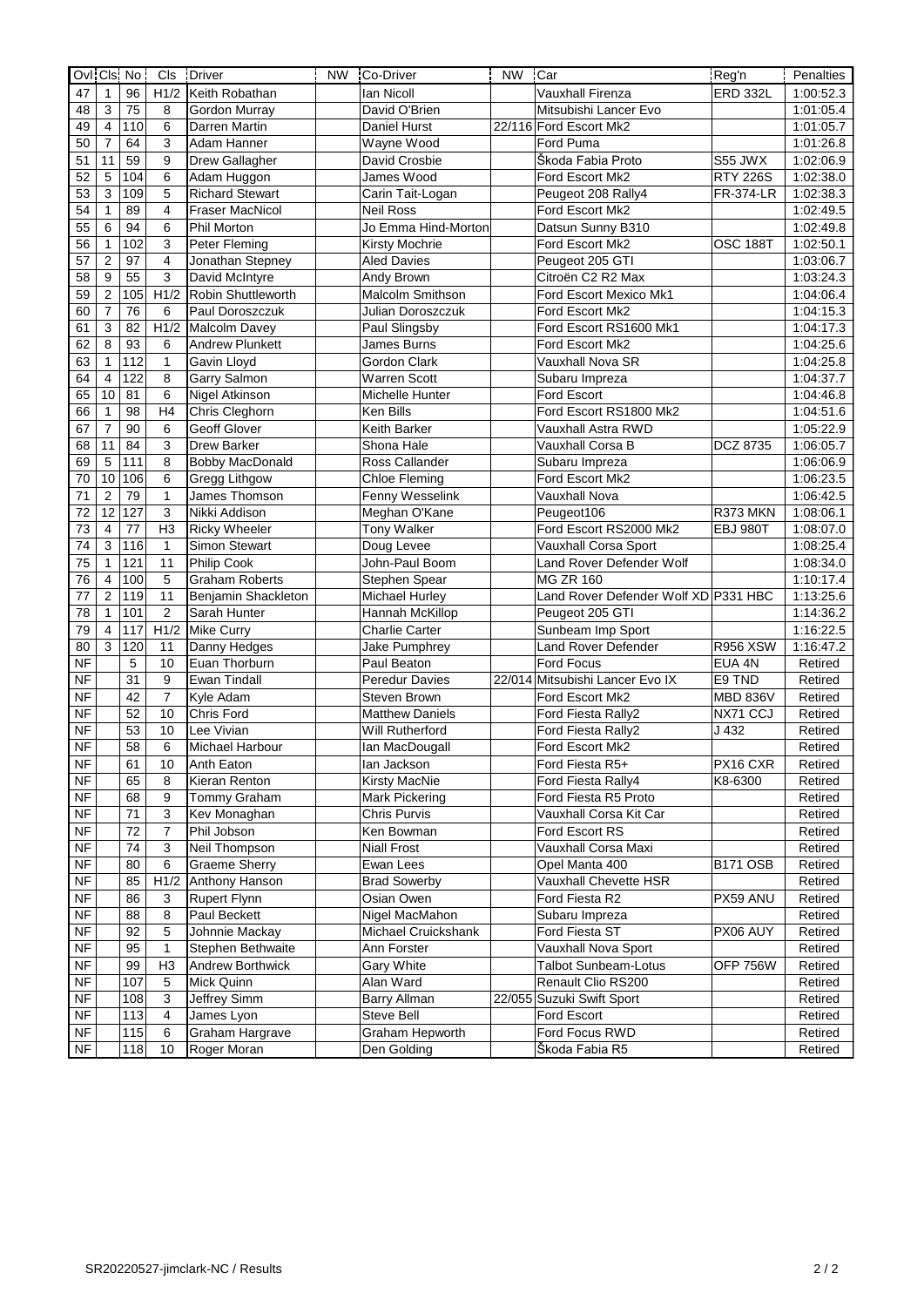| Ovl | Cls | No | Cls | Driver | NW | Co-Driver | NW | Car | Reg'n | Penalties |
|---|---|---|---|---|---|---|---|---|---|---|
| 47 | 1 | 96 | H1/2 | Keith Robathan | | Ian Nicoll | | Vauxhall Firenza | ERD 332L | 1:00:52.3 |
| 48 | 3 | 75 | 8 | Gordon Murray | | David O'Brien | | Mitsubishi Lancer Evo | | 1:01:05.4 |
| 49 | 4 | 110 | 6 | Darren Martin | | Daniel Hurst | 22/116 | Ford Escort Mk2 | | 1:01:05.7 |
| 50 | 7 | 64 | 3 | Adam Hanner | | Wayne Wood | | Ford Puma | | 1:01:26.8 |
| 51 | 11 | 59 | 9 | Drew Gallagher | | David Crosbie | | Škoda Fabia Proto | S55 JWX | 1:02:06.9 |
| 52 | 5 | 104 | 6 | Adam Huggon | | James Wood | | Ford Escort Mk2 | RTY 226S | 1:02:38.0 |
| 53 | 3 | 109 | 5 | Richard Stewart | | Carin Tait-Logan | | Peugeot 208 Rally4 | FR-374-LR | 1:02:38.3 |
| 54 | 1 | 89 | 4 | Fraser MacNicol | | Neil Ross | | Ford Escort Mk2 | | 1:02:49.5 |
| 55 | 6 | 94 | 6 | Phil Morton | | Jo Emma Hind-Morton | | Datsun Sunny B310 | | 1:02:49.8 |
| 56 | 1 | 102 | 3 | Peter Fleming | | Kirsty Mochrie | | Ford Escort Mk2 | OSC 188T | 1:02:50.1 |
| 57 | 2 | 97 | 4 | Jonathan Stepney | | Aled Davies | | Peugeot 205 GTI | | 1:03:06.7 |
| 58 | 9 | 55 | 3 | David McIntyre | | Andy Brown | | Citroën C2 R2 Max | | 1:03:24.3 |
| 59 | 2 | 105 | H1/2 | Robin Shuttleworth | | Malcolm Smithson | | Ford Escort Mexico Mk1 | | 1:04:06.4 |
| 60 | 7 | 76 | 6 | Paul Doroszczuk | | Julian Doroszczuk | | Ford Escort Mk2 | | 1:04:15.3 |
| 61 | 3 | 82 | H1/2 | Malcolm Davey | | Paul Slingsby | | Ford Escort RS1600 Mk1 | | 1:04:17.3 |
| 62 | 8 | 93 | 6 | Andrew Plunkett | | James Burns | | Ford Escort Mk2 | | 1:04:25.6 |
| 63 | 1 | 112 | 1 | Gavin Lloyd | | Gordon Clark | | Vauxhall Nova SR | | 1:04:25.8 |
| 64 | 4 | 122 | 8 | Garry Salmon | | Warren Scott | | Subaru Impreza | | 1:04:37.7 |
| 65 | 10 | 81 | 6 | Nigel Atkinson | | Michelle Hunter | | Ford Escort | | 1:04:46.8 |
| 66 | 1 | 98 | H4 | Chris Cleghorn | | Ken Bills | | Ford Escort RS1800 Mk2 | | 1:04:51.6 |
| 67 | 7 | 90 | 6 | Geoff Glover | | Keith Barker | | Vauxhall Astra RWD | | 1:05:22.9 |
| 68 | 11 | 84 | 3 | Drew Barker | | Shona Hale | | Vauxhall Corsa B | DCZ 8735 | 1:06:05.7 |
| 69 | 5 | 111 | 8 | Bobby MacDonald | | Ross Callander | | Subaru Impreza | | 1:06:06.9 |
| 70 | 10 | 106 | 6 | Gregg Lithgow | | Chloe Fleming | | Ford Escort Mk2 | | 1:06:23.5 |
| 71 | 2 | 79 | 1 | James Thomson | | Fenny Wesselink | | Vauxhall Nova | | 1:06:42.5 |
| 72 | 12 | 127 | 3 | Nikki Addison | | Meghan O'Kane | | Peugeot106 | R373 MKN | 1:08:06.1 |
| 73 | 4 | 77 | H3 | Ricky Wheeler | | Tony Walker | | Ford Escort RS2000 Mk2 | EBJ 980T | 1:08:07.0 |
| 74 | 3 | 116 | 1 | Simon Stewart | | Doug Levee | | Vauxhall Corsa Sport | | 1:08:25.4 |
| 75 | 1 | 121 | 11 | Philip Cook | | John-Paul Boom | | Land Rover Defender Wolf | | 1:08:34.0 |
| 76 | 4 | 100 | 5 | Graham Roberts | | Stephen Spear | | MG ZR 160 | | 1:10:17.4 |
| 77 | 2 | 119 | 11 | Benjamin Shackleton | | Michael Hurley | | Land Rover Defender Wolf XD | P331 HBC | 1:13:25.6 |
| 78 | 1 | 101 | 2 | Sarah Hunter | | Hannah McKillop | | Peugeot 205 GTI | | 1:14:36.2 |
| 79 | 4 | 117 | H1/2 | Mike Curry | | Charlie Carter | | Sunbeam Imp Sport | | 1:16:22.5 |
| 80 | 3 | 120 | 11 | Danny Hedges | | Jake Pumphrey | | Land Rover Defender | R956 XSW | 1:16:47.2 |
| NF | | 5 | 10 | Euan Thorburn | | Paul Beaton | | Ford Focus | EUA 4N | Retired |
| NF | | 31 | 9 | Ewan Tindall | | Peredur Davies | 22/014 | Mitsubishi Lancer Evo IX | E9 TND | Retired |
| NF | | 42 | 7 | Kyle Adam | | Steven Brown | | Ford Escort Mk2 | MBD 836V | Retired |
| NF | | 52 | 10 | Chris Ford | | Matthew Daniels | | Ford Fiesta Rally2 | NX71 CCJ | Retired |
| NF | | 53 | 10 | Lee Vivian | | Will Rutherford | | Ford Fiesta Rally2 | J 432 | Retired |
| NF | | 58 | 6 | Michael Harbour | | Ian MacDougall | | Ford Escort Mk2 | | Retired |
| NF | | 61 | 10 | Anth Eaton | | Ian Jackson | | Ford Fiesta R5+ | PX16 CXR | Retired |
| NF | | 65 | 8 | Kieran Renton | | Kirsty MacNie | | Ford Fiesta Rally4 | K8-6300 | Retired |
| NF | | 68 | 9 | Tommy Graham | | Mark Pickering | | Ford Fiesta R5 Proto | | Retired |
| NF | | 71 | 3 | Kev Monaghan | | Chris Purvis | | Vauxhall Corsa Kit Car | | Retired |
| NF | | 72 | 7 | Phil Jobson | | Ken Bowman | | Ford Escort RS | | Retired |
| NF | | 74 | 3 | Neil Thompson | | Niall Frost | | Vauxhall Corsa Maxi | | Retired |
| NF | | 80 | 6 | Graeme Sherry | | Ewan Lees | | Opel Manta 400 | B171 OSB | Retired |
| NF | | 85 | H1/2 | Anthony Hanson | | Brad Sowerby | | Vauxhall Chevette HSR | | Retired |
| NF | | 86 | 3 | Rupert Flynn | | Osian Owen | | Ford Fiesta R2 | PX59 ANU | Retired |
| NF | | 88 | 8 | Paul Beckett | | Nigel MacMahon | | Subaru Impreza | | Retired |
| NF | | 92 | 5 | Johnnie Mackay | | Michael Cruickshank | | Ford Fiesta ST | PX06 AUY | Retired |
| NF | | 95 | 1 | Stephen Bethwaite | | Ann Forster | | Vauxhall Nova Sport | | Retired |
| NF | | 99 | H3 | Andrew Borthwick | | Gary White | | Talbot Sunbeam-Lotus | OFP 756W | Retired |
| NF | | 107 | 5 | Mick Quinn | | Alan Ward | | Renault Clio RS200 | | Retired |
| NF | | 108 | 3 | Jeffrey Simm | | Barry Allman | 22/055 | Suzuki Swift Sport | | Retired |
| NF | | 113 | 4 | James Lyon | | Steve Bell | | Ford Escort | | Retired |
| NF | | 115 | 6 | Graham Hargrave | | Graham Hepworth | | Ford Focus RWD | | Retired |
| NF | | 118 | 10 | Roger Moran | | Den Golding | | Škoda Fabia R5 | | Retired |

SR20220527-jimclark-NC / Results